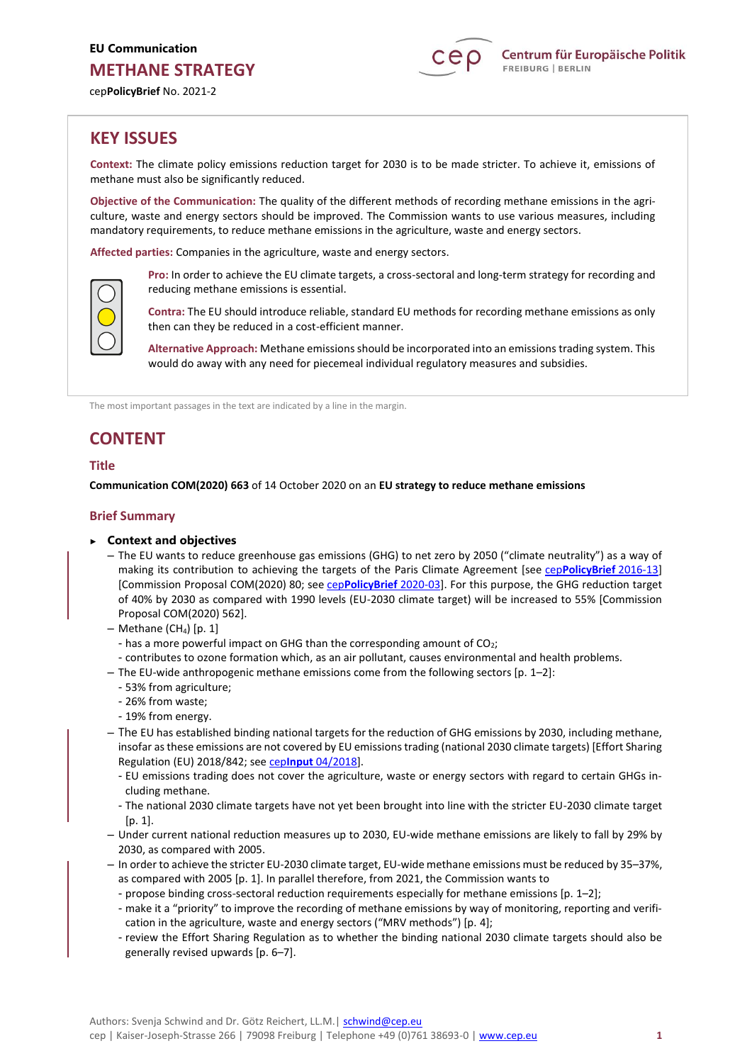EU Communication

# METHANE STRATEGY

cep**PolicyBrief** No. 2021-2

## KEY ISSUES

**Context:** The climate policy emissions reduction target for 2030 is to be made stricter. To achieve it, emissions of methane must also be significantly reduced.

**Objective of the Communication:** The quality of the different methods of recording methane emissions in the agriculture, waste and energy sectors should be improved. The Commission wants to use various measures, including mandatory requirements, to reduce methane emissions in the agriculture, waste and energy sectors.

**Affected parties:** Companies in the agriculture, waste and energy sectors.

**Pro:** In order to achieve the EU climate targets, a cross-sectoral and long-term strategy for recording and reducing methane emissions is essential.

**Contra:** The EU should introduce reliable, standard EU methods for recording methane emissions as only then can they be reduced in a cost-efficient manner.

**Alternative Approach:** Methane emissions should be incorporated into an emissions trading system. This would do away with any need for piecemeal individual regulatory measures and subsidies.

The most important passages in the text are indicated by a line in the margin.

## CONTENT

### Title

**Communication COM(2020) 663** of 14 October 2020 on an **EU strategy to reduce methane emissions**

### Brief Summary

- **Context and objectives**
  - The EU wants to reduce greenhouse gas emissions (GHG) to net zero by 2050 ("climate neutrality") as a way of making its contribution to achieving the targets of the Paris Climate Agreement [see cep**PolicyBrief** 2016-13] [Commission Proposal COM(2020) 80; see cep**PolicyBrief** 2020-03]. For this purpose, the GHG reduction target of 40% by 2030 as compared with 1990 levels (EU-2030 climate target) will be increased to 55% [Commission Proposal COM(2020) 562].
  - Methane ($CH_4$) [p. 1]
    - has a more powerful impact on GHG than the corresponding amount of $CO_2$;
    - contributes to ozone formation which, as an air pollutant, causes environmental and health problems.
  - The EU-wide anthropogenic methane emissions come from the following sectors [p. 1–2]:
    - 53% from agriculture;
    - 26% from waste;
    - 19% from energy.
  - The EU has established binding national targets for the reduction of GHG emissions by 2030, including methane, insofar as these emissions are not covered by EU emissions trading (national 2030 climate targets) [Effort Sharing Regulation (EU) 2018/842; see cep**Input** 04/2018].
    - EU emissions trading does not cover the agriculture, waste or energy sectors with regard to certain GHGs including methane.
    - The national 2030 climate targets have not yet been brought into line with the stricter EU-2030 climate target [p. 1].
  - Under current national reduction measures up to 2030, EU-wide methane emissions are likely to fall by 29% by 2030, as compared with 2005.
  - In order to achieve the stricter EU-2030 climate target, EU-wide methane emissions must be reduced by 35–37%, as compared with 2005 [p. 1]. In parallel therefore, from 2021, the Commission wants to
    - propose binding cross-sectoral reduction requirements especially for methane emissions [p. 1–2];
    - make it a "priority" to improve the recording of methane emissions by way of monitoring, reporting and verification in the agriculture, waste and energy sectors ("MRV methods") [p. 4];
    - review the Effort Sharing Regulation as to whether the binding national 2030 climate targets should also be generally revised upwards [p. 6–7].

Authors: Svenja Schwind and Dr. Götz Reichert, LL.M.| schwind@cep.eu
cep | Kaiser-Joseph-Strasse 266 | 79098 Freiburg | Telephone +49 (0)761 38693-0 | www.cep.eu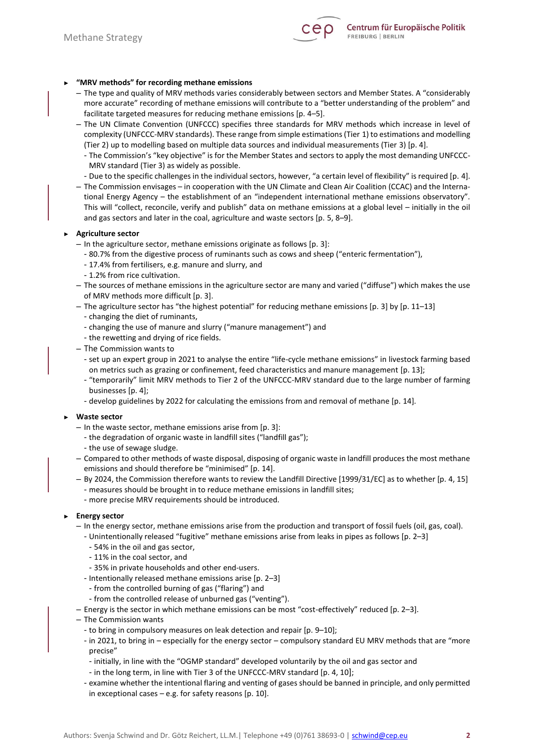- **"MRV methods" for recording methane emissions**
  - The type and quality of MRV methods varies considerably between sectors and Member States. A "considerably more accurate" recording of methane emissions will contribute to a "better understanding of the problem" and facilitate targeted measures for reducing methane emissions [p. 4–5].
  - The UN Climate Convention (UNFCCC) specifies three standards for MRV methods which increase in level of complexity (UNFCCC-MRV standards). These range from simple estimations (Tier 1) to estimations and modelling (Tier 2) up to modelling based on multiple data sources and individual measurements (Tier 3) [p. 4].
    - The Commission's "key objective" is for the Member States and sectors to apply the most demanding UNFCCC-MRV standard (Tier 3) as widely as possible.
    - Due to the specific challenges in the individual sectors, however, "a certain level of flexibility" is required [p. 4].
  - The Commission envisages – in cooperation with the UN Climate and Clean Air Coalition (CCAC) and the International Energy Agency – the establishment of an "independent international methane emissions observatory". This will "collect, reconcile, verify and publish" data on methane emissions at a global level – initially in the oil and gas sectors and later in the coal, agriculture and waste sectors [p. 5, 8–9].

- **Agriculture sector**
  - In the agriculture sector, methane emissions originate as follows [p. 3]:
    - 80.7% from the digestive process of ruminants such as cows and sheep ("enteric fermentation"),
    - 17.4% from fertilisers, e.g. manure and slurry, and
    - 1.2% from rice cultivation.
  - The sources of methane emissions in the agriculture sector are many and varied ("diffuse") which makes the use of MRV methods more difficult [p. 3].
  - The agriculture sector has "the highest potential" for reducing methane emissions [p. 3] by [p. 11–13]
    - changing the diet of ruminants,
    - changing the use of manure and slurry ("manure management") and
    - the rewetting and drying of rice fields.
  - The Commission wants to
    - set up an expert group in 2021 to analyse the entire "life-cycle methane emissions" in livestock farming based on metrics such as grazing or confinement, feed characteristics and manure management [p. 13];
    - "temporarily" limit MRV methods to Tier 2 of the UNFCCC-MRV standard due to the large number of farming businesses [p. 4];
    - develop guidelines by 2022 for calculating the emissions from and removal of methane [p. 14].

- **Waste sector**
  - In the waste sector, methane emissions arise from [p. 3]:
    - the degradation of organic waste in landfill sites ("landfill gas");
    - the use of sewage sludge.
  - Compared to other methods of waste disposal, disposing of organic waste in landfill produces the most methane emissions and should therefore be "minimised" [p. 14].
  - By 2024, the Commission therefore wants to review the Landfill Directive [1999/31/EC] as to whether [p. 4, 15]
    - measures should be brought in to reduce methane emissions in landfill sites;
    - more precise MRV requirements should be introduced.

- **Energy sector**
  - In the energy sector, methane emissions arise from the production and transport of fossil fuels (oil, gas, coal).
    - Unintentionally released "fugitive" methane emissions arise from leaks in pipes as follows [p. 2–3]
      - 54% in the oil and gas sector,
      - 11% in the coal sector, and
      - 35% in private households and other end-users.
    - Intentionally released methane emissions arise [p. 2–3]
      - from the controlled burning of gas ("flaring") and
      - from the controlled release of unburned gas ("venting").
  - Energy is the sector in which methane emissions can be most "cost-effectively" reduced [p. 2–3].
  - The Commission wants
    - to bring in compulsory measures on leak detection and repair [p. 9–10];
    - in 2021, to bring in – especially for the energy sector – compulsory standard EU MRV methods that are "more precise"
      - initially, in line with the "OGMP standard" developed voluntarily by the oil and gas sector and
      - in the long term, in line with Tier 3 of the UNFCCC-MRV standard [p. 4, 10];
    - examine whether the intentional flaring and venting of gases should be banned in principle, and only permitted in exceptional cases – e.g. for safety reasons [p. 10].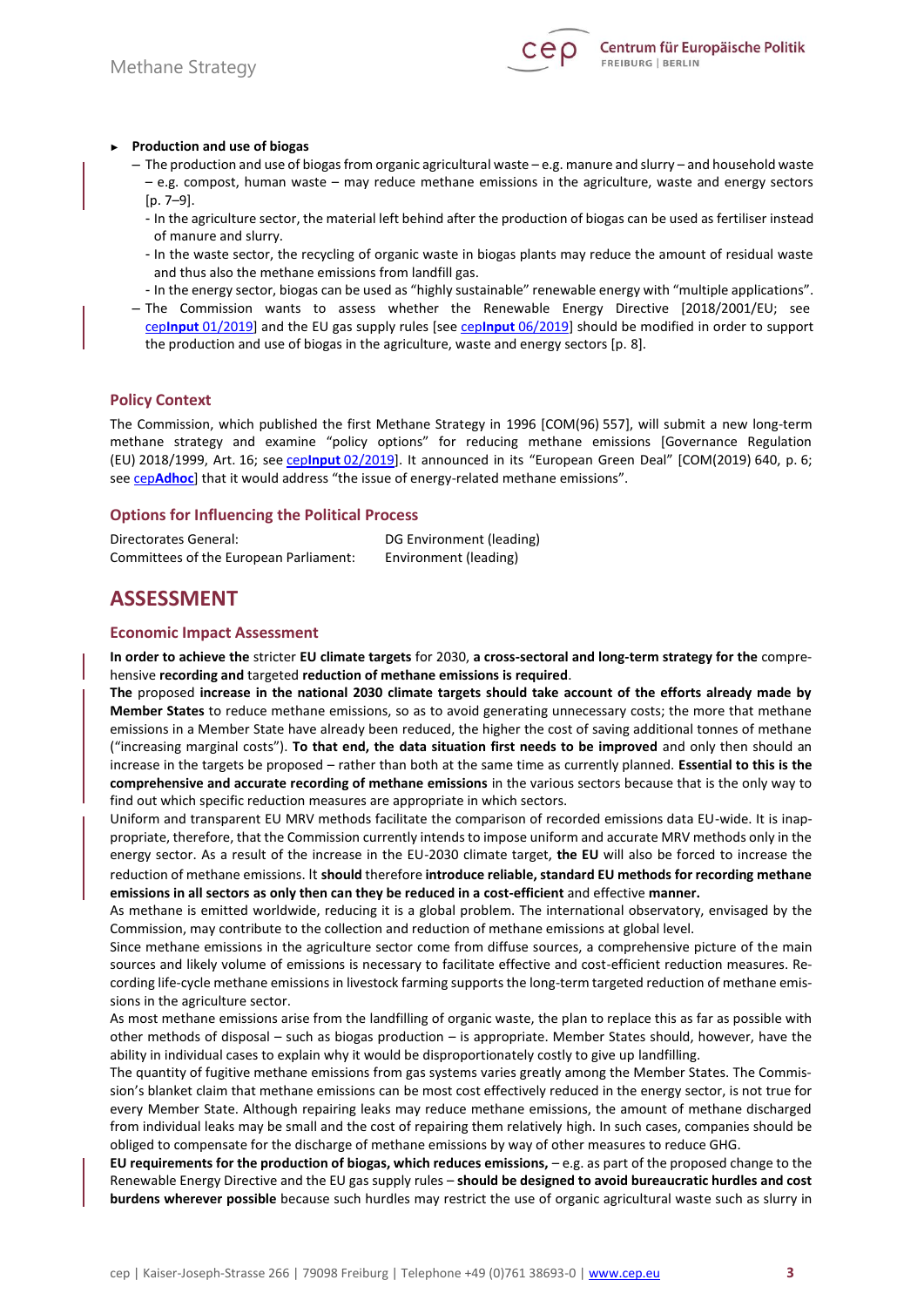- **Production and use of biogas**
  - The production and use of biogas from organic agricultural waste – e.g. manure and slurry – and household waste – e.g. compost, human waste – may reduce methane emissions in the agriculture, waste and energy sectors [p. 7–9].
    - In the agriculture sector, the material left behind after the production of biogas can be used as fertiliser instead of manure and slurry.
    - In the waste sector, the recycling of organic waste in biogas plants may reduce the amount of residual waste and thus also the methane emissions from landfill gas.
    - In the energy sector, biogas can be used as "highly sustainable" renewable energy with "multiple applications".
  - The Commission wants to assess whether the Renewable Energy Directive [2018/2001/EU; see cep**Input** 01/2019] and the EU gas supply rules [see cep**Input** 06/2019] should be modified in order to support the production and use of biogas in the agriculture, waste and energy sectors [p. 8].

### Policy Context

The Commission, which published the first Methane Strategy in 1996 [COM(96) 557], will submit a new long-term methane strategy and examine "policy options" for reducing methane emissions [Governance Regulation (EU) 2018/1999, Art. 16; see cep**Input** 02/2019]. It announced in its "European Green Deal" [COM(2019) 640, p. 6; see cep**Adhoc**] that it would address "the issue of energy-related methane emissions".

### Options for Influencing the Political Process

| | |
|---|---|
| Directorates General: | DG Environment (leading) |
| Committees of the European Parliament: | Environment (leading) |

## ASSESSMENT

### Economic Impact Assessment

**In order to achieve the** stricter **EU climate targets** for 2030, **a cross-sectoral and long-term strategy for the** comprehensive **recording and** targeted **reduction of methane emissions is required**.

**The** proposed **increase in the national 2030 climate targets should take account of the efforts already made by Member States** to reduce methane emissions, so as to avoid generating unnecessary costs; the more that methane emissions in a Member State have already been reduced, the higher the cost of saving additional tonnes of methane ("increasing marginal costs"). **To that end, the data situation first needs to be improved** and only then should an increase in the targets be proposed – rather than both at the same time as currently planned. **Essential to this is the comprehensive and accurate recording of methane emissions** in the various sectors because that is the only way to find out which specific reduction measures are appropriate in which sectors.

Uniform and transparent EU MRV methods facilitate the comparison of recorded emissions data EU-wide. It is inappropriate, therefore, that the Commission currently intends to impose uniform and accurate MRV methods only in the energy sector. As a result of the increase in the EU-2030 climate target, **the EU** will also be forced to increase the reduction of methane emissions. It **should** therefore **introduce reliable, standard EU methods for recording methane emissions in all sectors as only then can they be reduced in a cost-efficient** and effective **manner.**

As methane is emitted worldwide, reducing it is a global problem. The international observatory, envisaged by the Commission, may contribute to the collection and reduction of methane emissions at global level.

Since methane emissions in the agriculture sector come from diffuse sources, a comprehensive picture of the main sources and likely volume of emissions is necessary to facilitate effective and cost-efficient reduction measures. Recording life-cycle methane emissions in livestock farming supports the long-term targeted reduction of methane emissions in the agriculture sector.

As most methane emissions arise from the landfilling of organic waste, the plan to replace this as far as possible with other methods of disposal – such as biogas production – is appropriate. Member States should, however, have the ability in individual cases to explain why it would be disproportionately costly to give up landfilling.

The quantity of fugitive methane emissions from gas systems varies greatly among the Member States. The Commission's blanket claim that methane emissions can be most cost effectively reduced in the energy sector, is not true for every Member State. Although repairing leaks may reduce methane emissions, the amount of methane discharged from individual leaks may be small and the cost of repairing them relatively high. In such cases, companies should be obliged to compensate for the discharge of methane emissions by way of other measures to reduce GHG.

**EU requirements for the production of biogas, which reduces emissions,** – e.g. as part of the proposed change to the Renewable Energy Directive and the EU gas supply rules – **should be designed to avoid bureaucratic hurdles and cost burdens wherever possible** because such hurdles may restrict the use of organic agricultural waste such as slurry in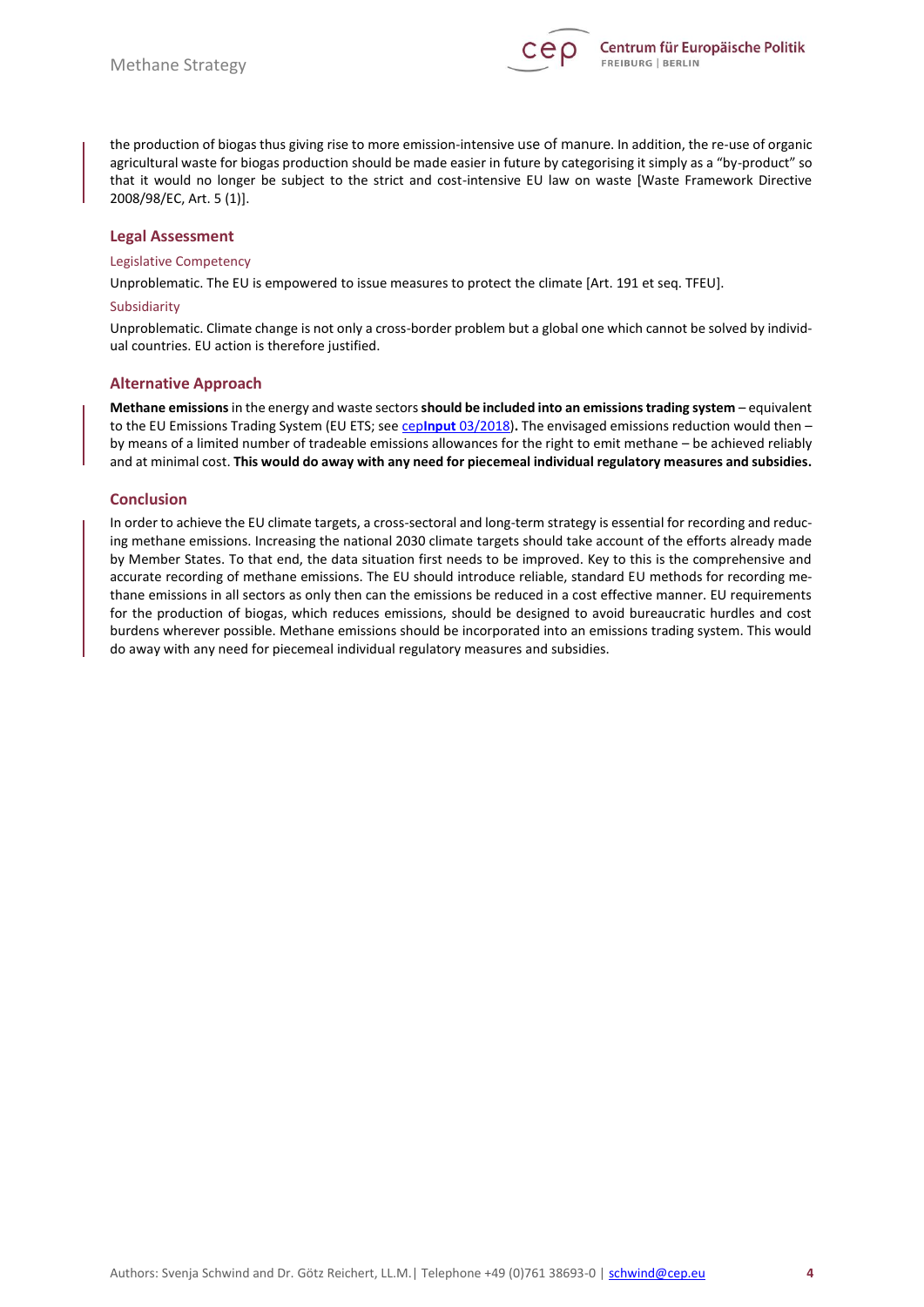the production of biogas thus giving rise to more emission-intensive use of manure. In addition, the re-use of organic agricultural waste for biogas production should be made easier in future by categorising it simply as a "by-product" so that it would no longer be subject to the strict and cost-intensive EU law on waste [Waste Framework Directive 2008/98/EC, Art. 5 (1)].

## Legal Assessment

### Legislative Competency

Unproblematic. The EU is empowered to issue measures to protect the climate [Art. 191 et seq. TFEU].

### Subsidiarity

Unproblematic. Climate change is not only a cross-border problem but a global one which cannot be solved by individual countries. EU action is therefore justified.

## Alternative Approach

**Methane emissions** in the energy and waste sectors **should be included into an emissions trading system** – equivalent to the EU Emissions Trading System (EU ETS; see cep**Input** 03/2018**).** The envisaged emissions reduction would then – by means of a limited number of tradeable emissions allowances for the right to emit methane – be achieved reliably and at minimal cost. **This would do away with any need for piecemeal individual regulatory measures and subsidies.**

## Conclusion

In order to achieve the EU climate targets, a cross-sectoral and long-term strategy is essential for recording and reducing methane emissions. Increasing the national 2030 climate targets should take account of the efforts already made by Member States. To that end, the data situation first needs to be improved. Key to this is the comprehensive and accurate recording of methane emissions. The EU should introduce reliable, standard EU methods for recording methane emissions in all sectors as only then can the emissions be reduced in a cost effective manner. EU requirements for the production of biogas, which reduces emissions, should be designed to avoid bureaucratic hurdles and cost burdens wherever possible. Methane emissions should be incorporated into an emissions trading system. This would do away with any need for piecemeal individual regulatory measures and subsidies.

Authors: Svenja Schwind and Dr. Götz Reichert, LL.M. | Telephone +49 (0)761 38693-0 | schwind@cep.eu